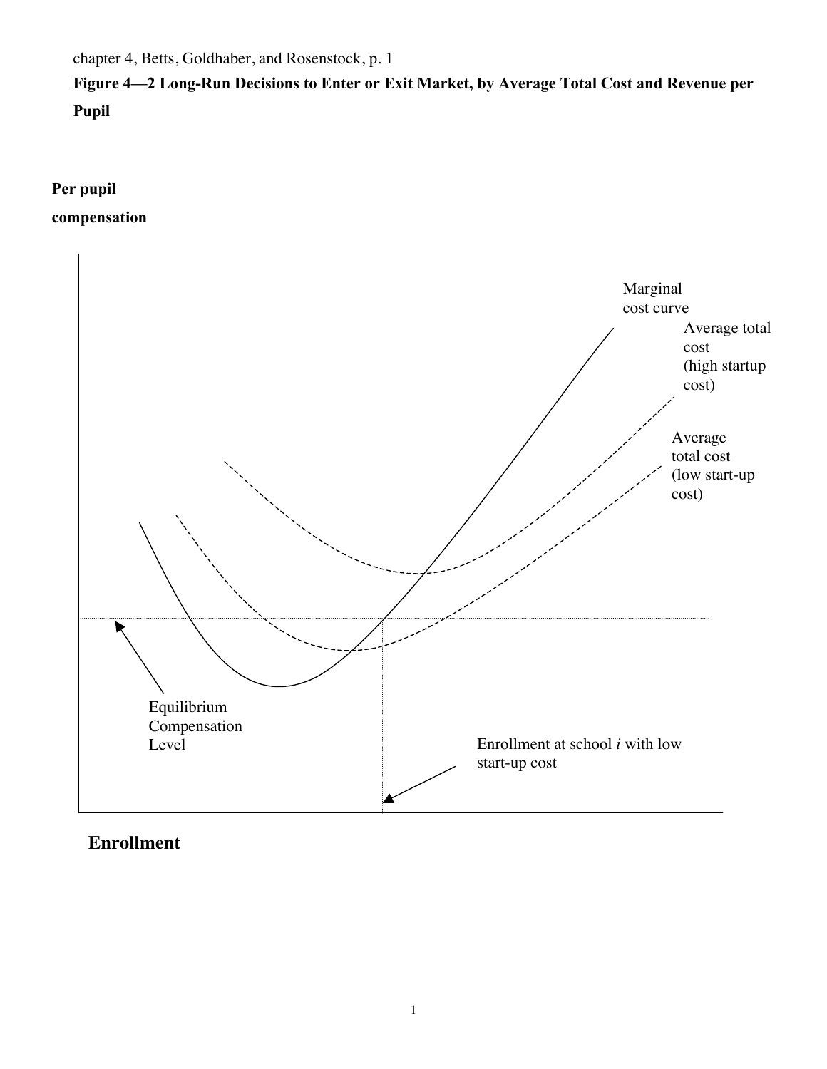**Figure 4—2 Long-Run Decisions to Enter or Exit Market, by Average Total Cost and Revenue per Pupil**

**Per pupil compensation**

Marginal cost curve

Average total cost (high startup cost)

Average total cost (low start-up cost)

Equilibrium Compensation Level

Enrollment at school *i* with low start-up cost

**Enrollment**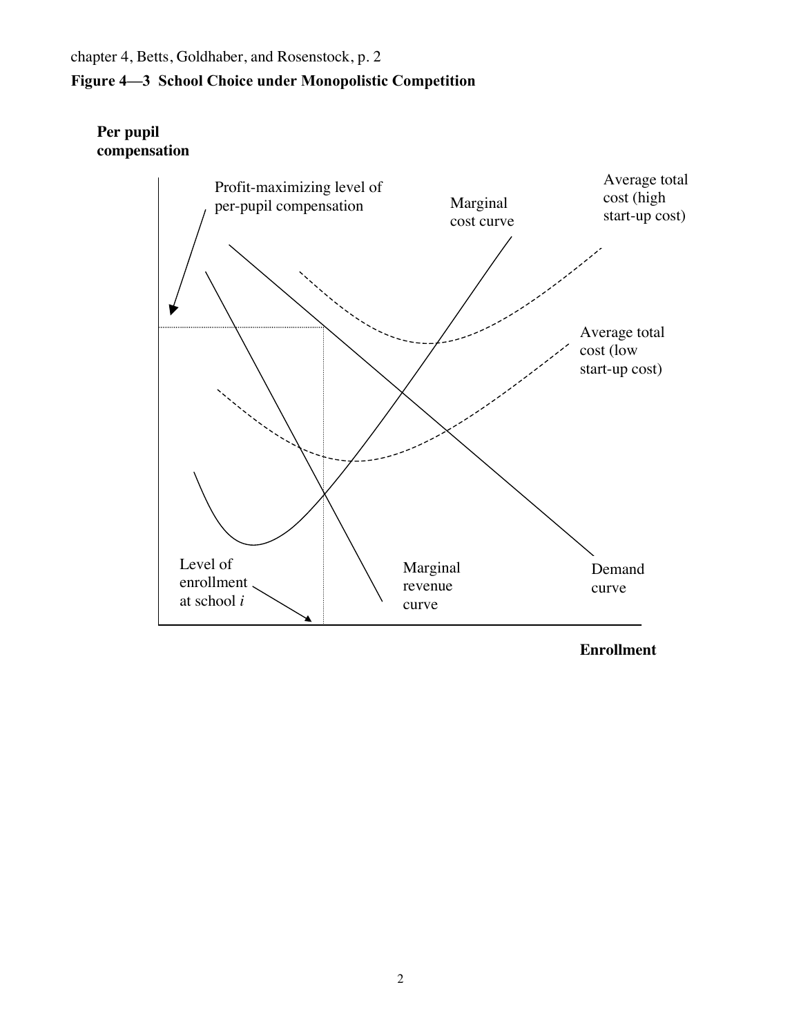**Figure 4—3 School Choice under Monopolistic Competition**

**Per pupil compensation**

Profit-maximizing level of per-pupil compensation

Marginal cost curve

Average total cost (high start-up cost)

Average total cost (low start-up cost)

Level of enrollment at school *i*

Marginal revenue curve

Demand curve

**Enrollment**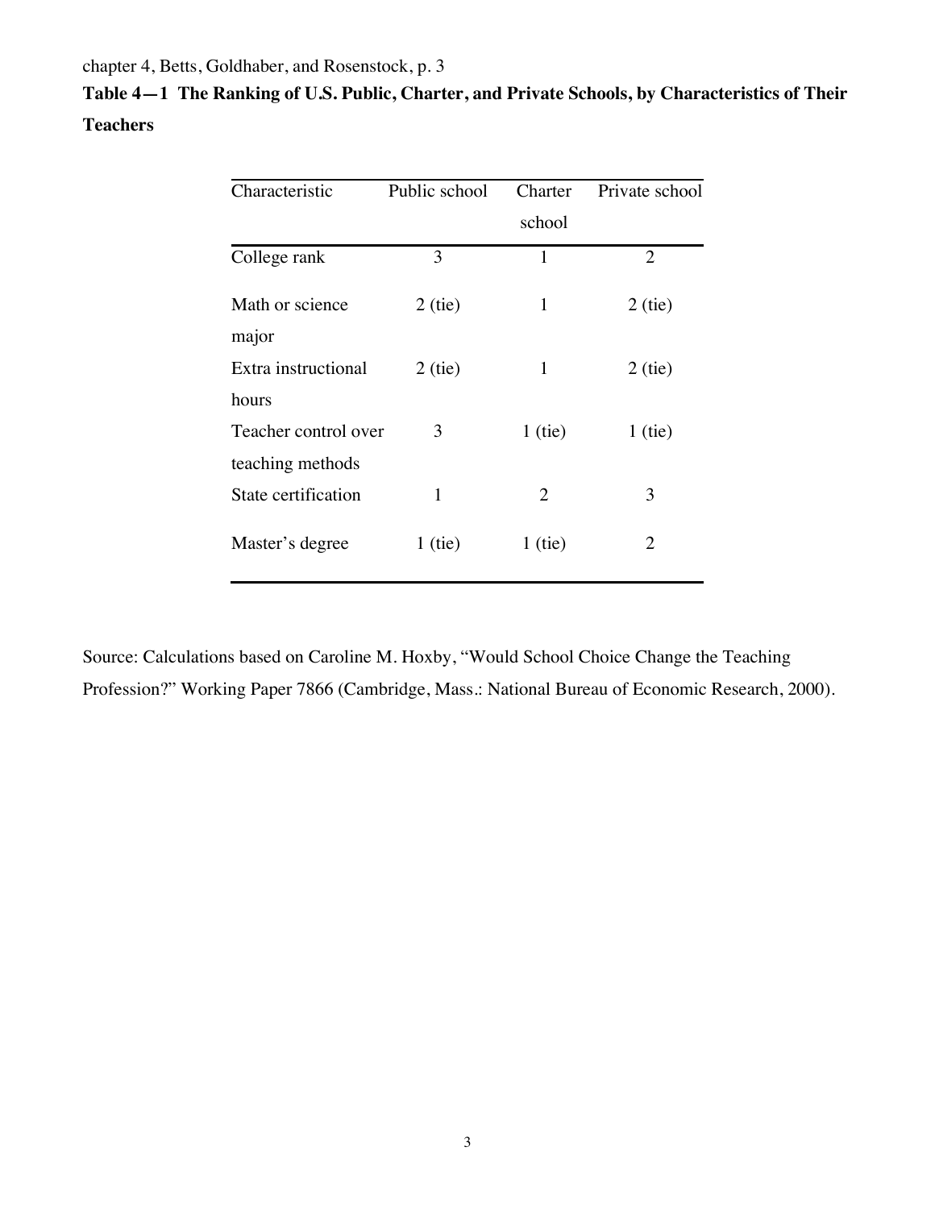**Table 4—1 The Ranking of U.S. Public, Charter, and Private Schools, by Characteristics of Their Teachers**

| Characteristic | Public school | Charter school | Private school |
|---|---|---|---|
| College rank | 3 | 1 | 2 |
| Math or science major | 2 (tie) | 1 | 2 (tie) |
| Extra instructional hours | 2 (tie) | 1 | 2 (tie) |
| Teacher control over teaching methods | 3 | 1 (tie) | 1 (tie) |
| State certification | 1 | 2 | 3 |
| Master's degree | 1 (tie) | 1 (tie) | 2 |

Source: Calculations based on Caroline M. Hoxby, "Would School Choice Change the Teaching Profession?" Working Paper 7866 (Cambridge, Mass.: National Bureau of Economic Research, 2000).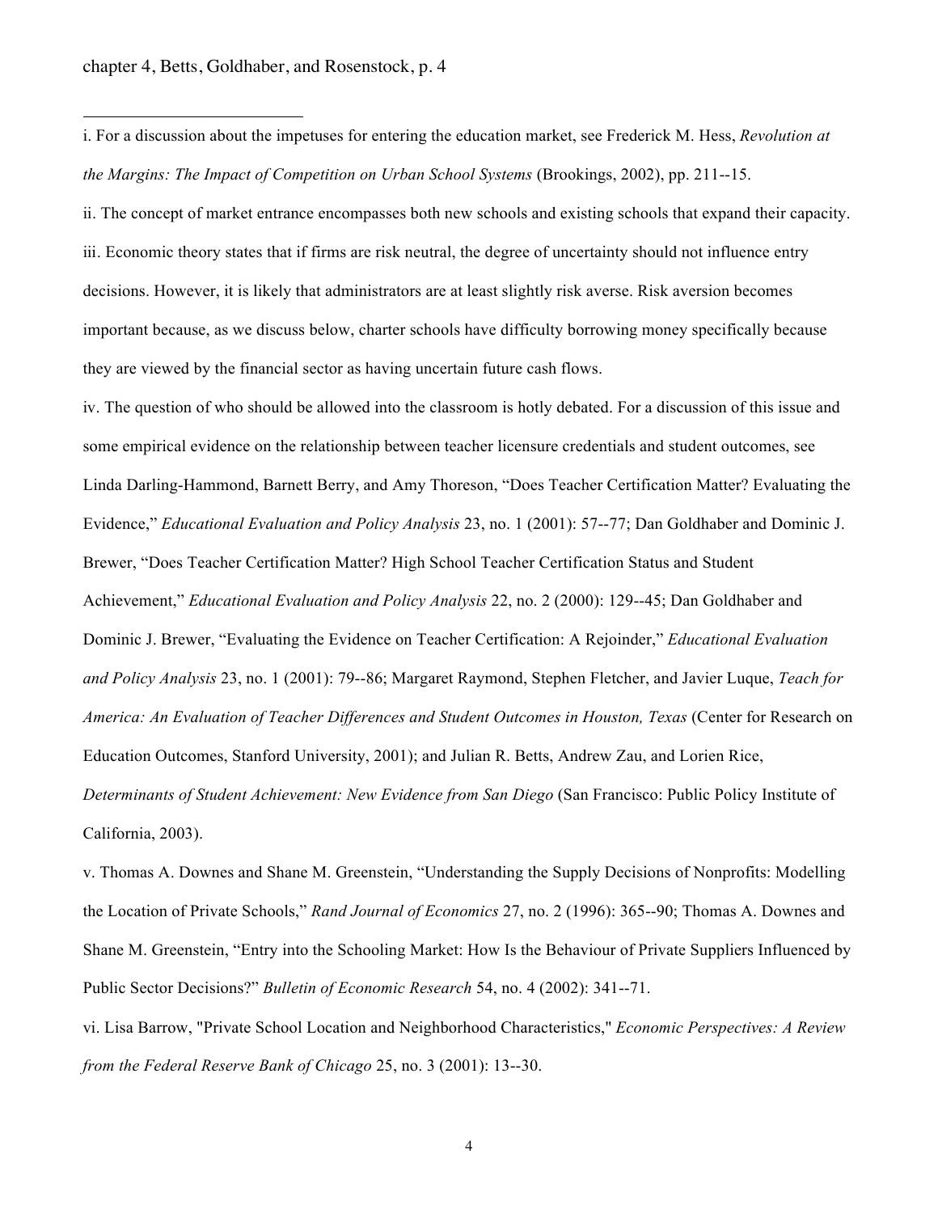i. For a discussion about the impetuses for entering the education market, see Frederick M. Hess, *Revolution at the Margins: The Impact of Competition on Urban School Systems* (Brookings, 2002), pp. 211--15.

ii. The concept of market entrance encompasses both new schools and existing schools that expand their capacity.

iii. Economic theory states that if firms are risk neutral, the degree of uncertainty should not influence entry decisions. However, it is likely that administrators are at least slightly risk averse. Risk aversion becomes important because, as we discuss below, charter schools have difficulty borrowing money specifically because they are viewed by the financial sector as having uncertain future cash flows.

iv. The question of who should be allowed into the classroom is hotly debated. For a discussion of this issue and some empirical evidence on the relationship between teacher licensure credentials and student outcomes, see Linda Darling-Hammond, Barnett Berry, and Amy Thoreson, "Does Teacher Certification Matter? Evaluating the Evidence," *Educational Evaluation and Policy Analysis* 23, no. 1 (2001): 57--77; Dan Goldhaber and Dominic J. Brewer, "Does Teacher Certification Matter? High School Teacher Certification Status and Student Achievement," *Educational Evaluation and Policy Analysis* 22, no. 2 (2000): 129--45; Dan Goldhaber and Dominic J. Brewer, "Evaluating the Evidence on Teacher Certification: A Rejoinder," *Educational Evaluation and Policy Analysis* 23, no. 1 (2001): 79--86; Margaret Raymond, Stephen Fletcher, and Javier Luque, *Teach for America: An Evaluation of Teacher Differences and Student Outcomes in Houston, Texas* (Center for Research on Education Outcomes, Stanford University, 2001); and Julian R. Betts, Andrew Zau, and Lorien Rice, *Determinants of Student Achievement: New Evidence from San Diego* (San Francisco: Public Policy Institute of California, 2003).

v. Thomas A. Downes and Shane M. Greenstein, "Understanding the Supply Decisions of Nonprofits: Modelling the Location of Private Schools," *Rand Journal of Economics* 27, no. 2 (1996): 365--90; Thomas A. Downes and Shane M. Greenstein, "Entry into the Schooling Market: How Is the Behaviour of Private Suppliers Influenced by Public Sector Decisions?" *Bulletin of Economic Research* 54, no. 4 (2002): 341--71.

vi. Lisa Barrow, "Private School Location and Neighborhood Characteristics," *Economic Perspectives: A Review from the Federal Reserve Bank of Chicago* 25, no. 3 (2001): 13--30.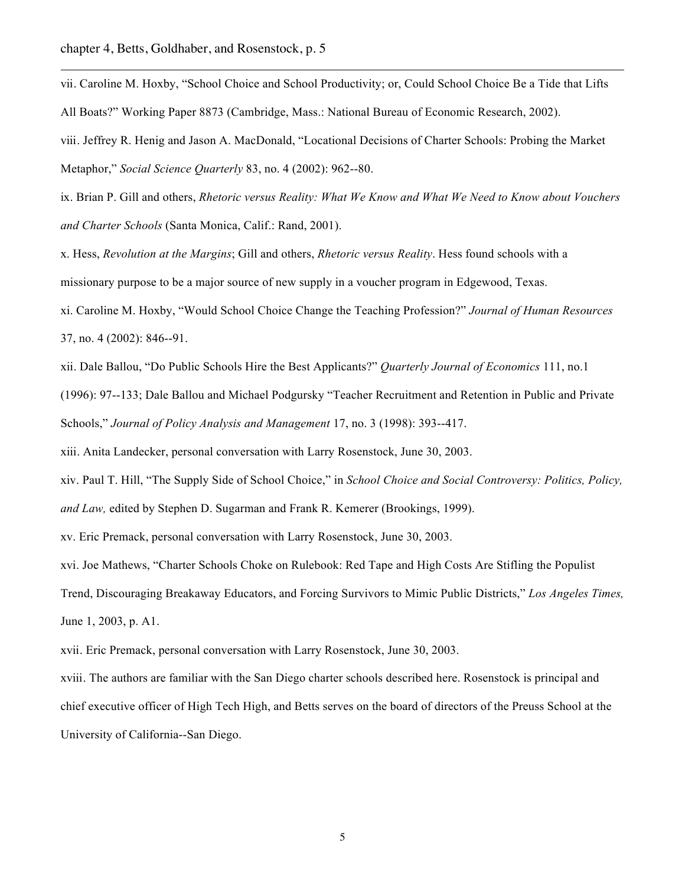vii. Caroline M. Hoxby, “School Choice and School Productivity; or, Could School Choice Be a Tide that Lifts All Boats?” Working Paper 8873 (Cambridge, Mass.: National Bureau of Economic Research, 2002).

viii. Jeffrey R. Henig and Jason A. MacDonald, “Locational Decisions of Charter Schools: Probing the Market Metaphor,” *Social Science Quarterly* 83, no. 4 (2002): 962--80.

ix. Brian P. Gill and others, *Rhetoric versus Reality: What We Know and What We Need to Know about Vouchers and Charter Schools* (Santa Monica, Calif.: Rand, 2001).

x. Hess, *Revolution at the Margins*; Gill and others, *Rhetoric versus Reality*. Hess found schools with a missionary purpose to be a major source of new supply in a voucher program in Edgewood, Texas.

xi. Caroline M. Hoxby, “Would School Choice Change the Teaching Profession?” *Journal of Human Resources* 37, no. 4 (2002): 846--91.

xii. Dale Ballou, “Do Public Schools Hire the Best Applicants?” *Quarterly Journal of Economics* 111, no.1 (1996): 97--133; Dale Ballou and Michael Podgursky “Teacher Recruitment and Retention in Public and Private Schools,” *Journal of Policy Analysis and Management* 17, no. 3 (1998): 393--417.

xiii. Anita Landecker, personal conversation with Larry Rosenstock, June 30, 2003.

xiv. Paul T. Hill, “The Supply Side of School Choice,” in *School Choice and Social Controversy: Politics, Policy, and Law,* edited by Stephen D. Sugarman and Frank R. Kemerer (Brookings, 1999).

xv. Eric Premack, personal conversation with Larry Rosenstock, June 30, 2003.

xvi. Joe Mathews, “Charter Schools Choke on Rulebook: Red Tape and High Costs Are Stifling the Populist Trend, Discouraging Breakaway Educators, and Forcing Survivors to Mimic Public Districts,” *Los Angeles Times,* June 1, 2003, p. A1.

xvii. Eric Premack, personal conversation with Larry Rosenstock, June 30, 2003.

xviii. The authors are familiar with the San Diego charter schools described here. Rosenstock is principal and chief executive officer of High Tech High, and Betts serves on the board of directors of the Preuss School at the University of California--San Diego.